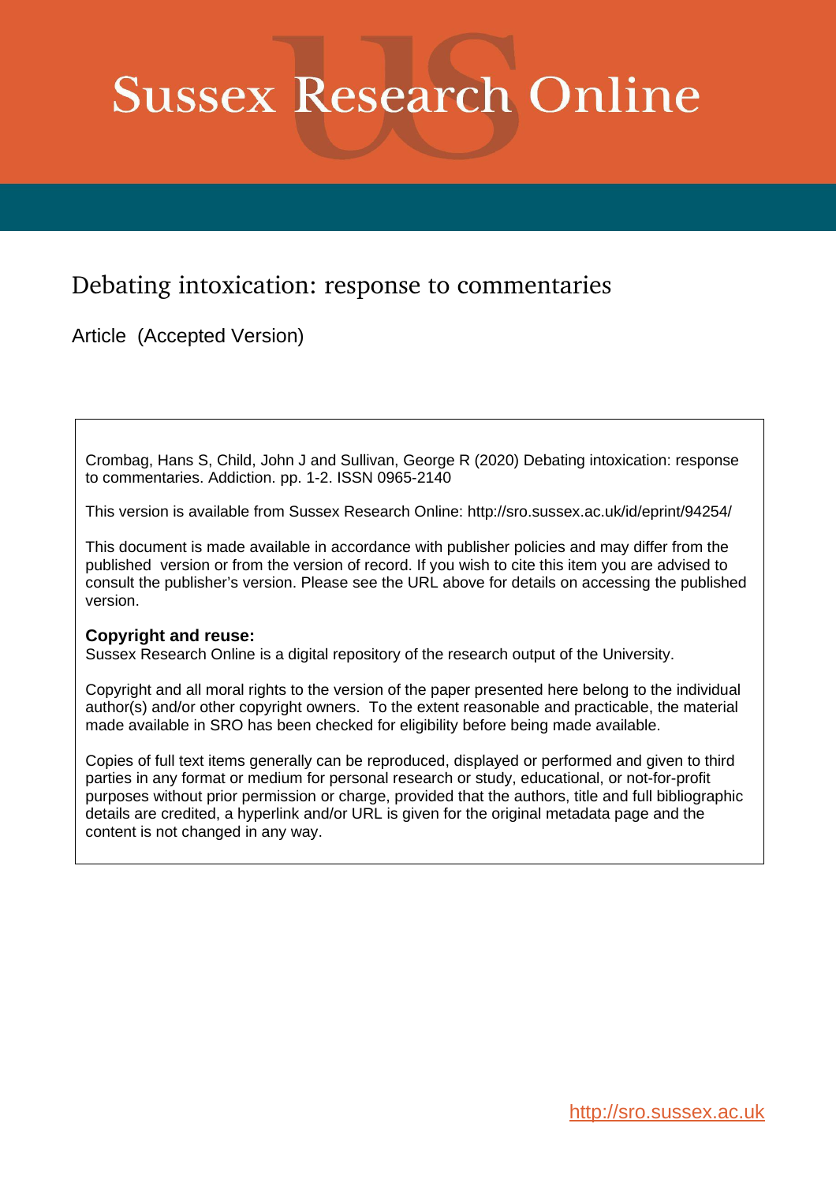# Sussex Research Online

## Debating intoxication: response to commentaries

Article (Accepted Version)

Crombag, Hans S, Child, John J and Sullivan, George R (2020) Debating intoxication: response to commentaries. Addiction. pp. 1-2. ISSN 0965-2140

This version is available from Sussex Research Online: http://sro.sussex.ac.uk/id/eprint/94254/

This document is made available in accordance with publisher policies and may differ from the published version or from the version of record. If you wish to cite this item you are advised to consult the publisher's version. Please see the URL above for details on accessing the published version.

**Copyright and reuse:**
Sussex Research Online is a digital repository of the research output of the University.

Copyright and all moral rights to the version of the paper presented here belong to the individual author(s) and/or other copyright owners. To the extent reasonable and practicable, the material made available in SRO has been checked for eligibility before being made available.

Copies of full text items generally can be reproduced, displayed or performed and given to third parties in any format or medium for personal research or study, educational, or not-for-profit purposes without prior permission or charge, provided that the authors, title and full bibliographic details are credited, a hyperlink and/or URL is given for the original metadata page and the content is not changed in any way.

http://sro.sussex.ac.uk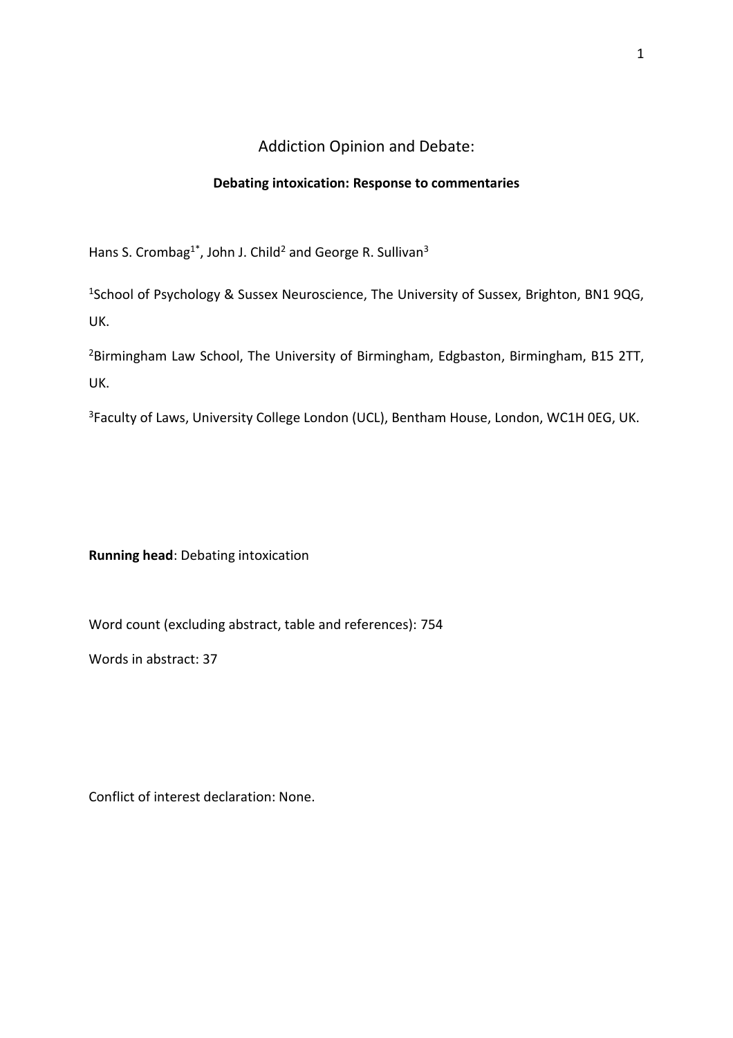Addiction Opinion and Debate:

**Debating intoxication: Response to commentaries**

Hans S. Crombag[1*], John J. Child[2] and George R. Sullivan[3]

[1]School of Psychology & Sussex Neuroscience, The University of Sussex, Brighton, BN1 9QG, UK.

[2]Birmingham Law School, The University of Birmingham, Edgbaston, Birmingham, B15 2TT, UK.

[3]Faculty of Laws, University College London (UCL), Bentham House, London, WC1H 0EG, UK.

**Running head**: Debating intoxication

Word count (excluding abstract, table and references): 754

Words in abstract: 37

Conflict of interest declaration: None.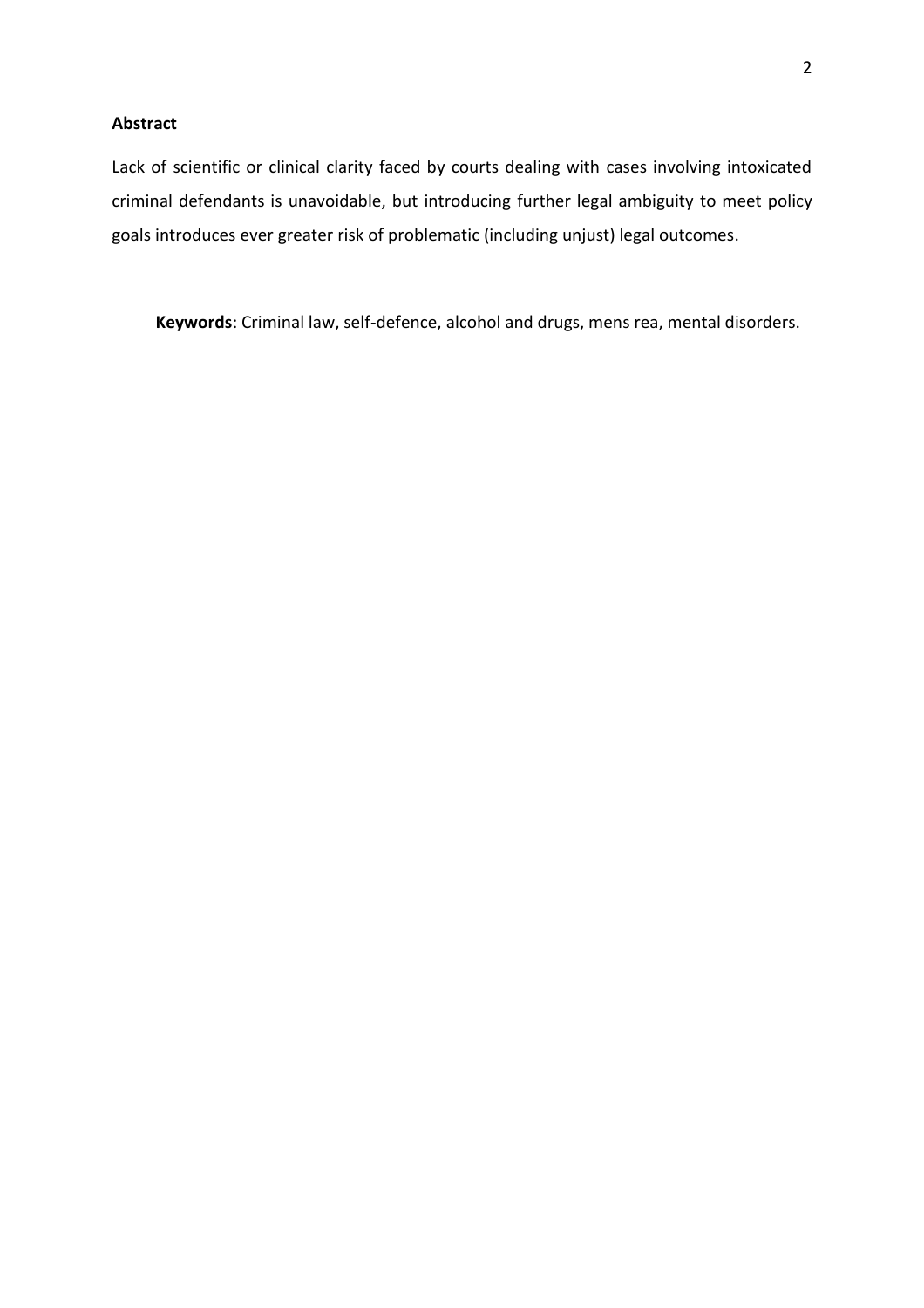**Abstract**

Lack of scientific or clinical clarity faced by courts dealing with cases involving intoxicated criminal defendants is unavoidable, but introducing further legal ambiguity to meet policy goals introduces ever greater risk of problematic (including unjust) legal outcomes.

**Keywords**: Criminal law, self-defence, alcohol and drugs, mens rea, mental disorders.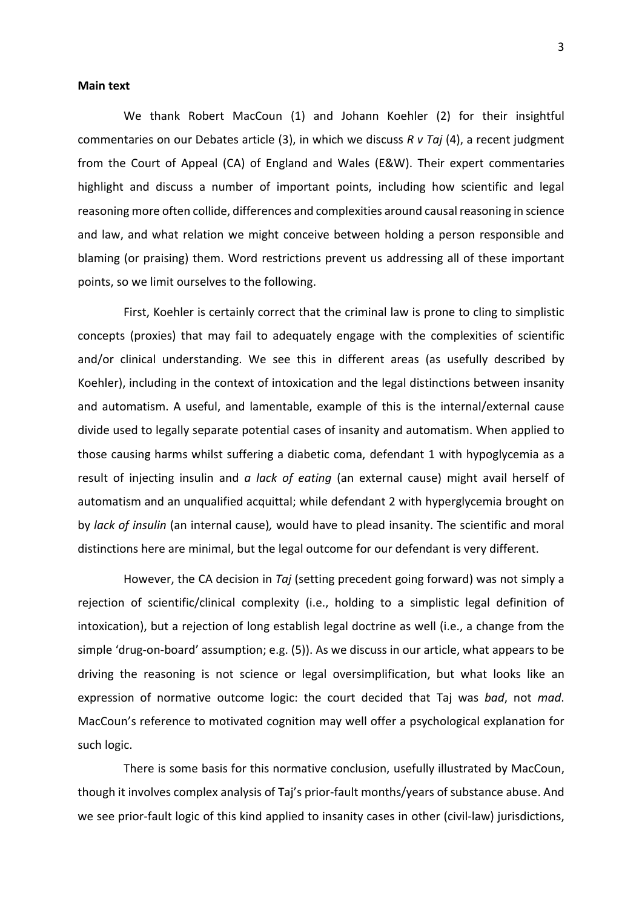**Main text**

We thank Robert MacCoun (1) and Johann Koehler (2) for their insightful commentaries on our Debates article (3), in which we discuss *R v Taj* (4), a recent judgment from the Court of Appeal (CA) of England and Wales (E&W). Their expert commentaries highlight and discuss a number of important points, including how scientific and legal reasoning more often collide, differences and complexities around causal reasoning in science and law, and what relation we might conceive between holding a person responsible and blaming (or praising) them. Word restrictions prevent us addressing all of these important points, so we limit ourselves to the following.

First, Koehler is certainly correct that the criminal law is prone to cling to simplistic concepts (proxies) that may fail to adequately engage with the complexities of scientific and/or clinical understanding. We see this in different areas (as usefully described by Koehler), including in the context of intoxication and the legal distinctions between insanity and automatism. A useful, and lamentable, example of this is the internal/external cause divide used to legally separate potential cases of insanity and automatism. When applied to those causing harms whilst suffering a diabetic coma, defendant 1 with hypoglycemia as a result of injecting insulin and *a lack of eating* (an external cause) might avail herself of automatism and an unqualified acquittal; while defendant 2 with hyperglycemia brought on by *lack of insulin* (an internal cause)*,* would have to plead insanity. The scientific and moral distinctions here are minimal, but the legal outcome for our defendant is very different.

However, the CA decision in *Taj* (setting precedent going forward) was not simply a rejection of scientific/clinical complexity (i.e., holding to a simplistic legal definition of intoxication), but a rejection of long establish legal doctrine as well (i.e., a change from the simple 'drug-on-board' assumption; e.g. (5)). As we discuss in our article, what appears to be driving the reasoning is not science or legal oversimplification, but what looks like an expression of normative outcome logic: the court decided that Taj was *bad*, not *mad*. MacCoun's reference to motivated cognition may well offer a psychological explanation for such logic.

There is some basis for this normative conclusion, usefully illustrated by MacCoun, though it involves complex analysis of Taj's prior-fault months/years of substance abuse. And we see prior-fault logic of this kind applied to insanity cases in other (civil-law) jurisdictions,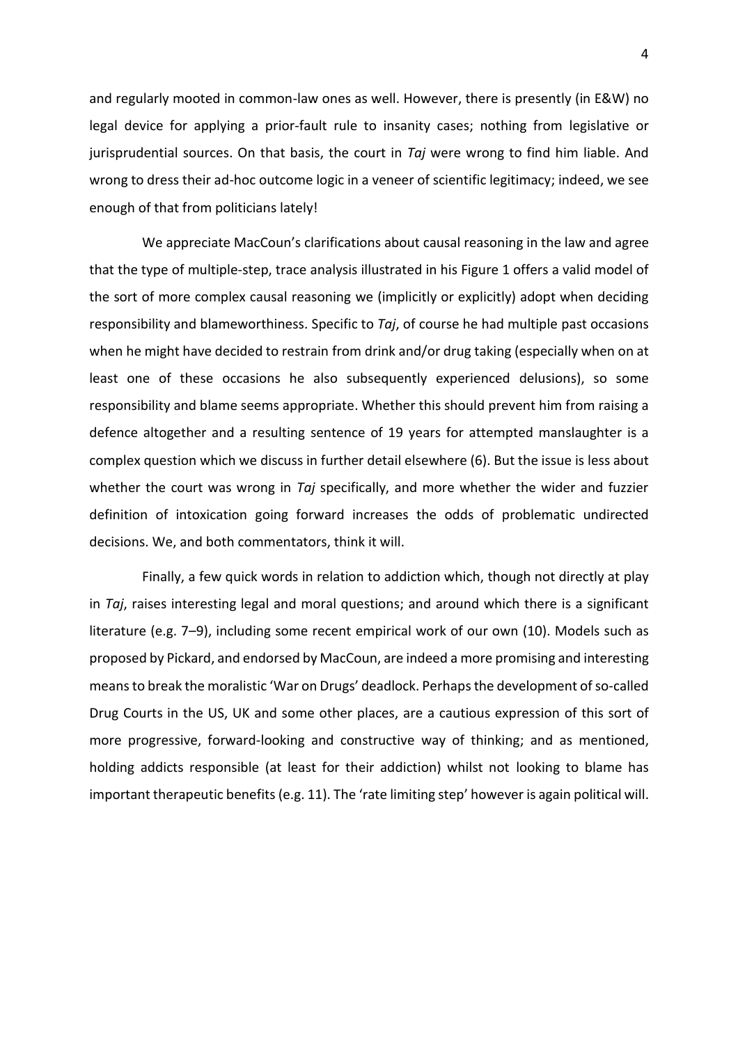and regularly mooted in common-law ones as well. However, there is presently (in E&W) no legal device for applying a prior-fault rule to insanity cases; nothing from legislative or jurisprudential sources. On that basis, the court in *Taj* were wrong to find him liable. And wrong to dress their ad-hoc outcome logic in a veneer of scientific legitimacy; indeed, we see enough of that from politicians lately!

We appreciate MacCoun's clarifications about causal reasoning in the law and agree that the type of multiple-step, trace analysis illustrated in his Figure 1 offers a valid model of the sort of more complex causal reasoning we (implicitly or explicitly) adopt when deciding responsibility and blameworthiness. Specific to *Taj*, of course he had multiple past occasions when he might have decided to restrain from drink and/or drug taking (especially when on at least one of these occasions he also subsequently experienced delusions), so some responsibility and blame seems appropriate. Whether this should prevent him from raising a defence altogether and a resulting sentence of 19 years for attempted manslaughter is a complex question which we discuss in further detail elsewhere (6). But the issue is less about whether the court was wrong in *Taj* specifically, and more whether the wider and fuzzier definition of intoxication going forward increases the odds of problematic undirected decisions. We, and both commentators, think it will.

Finally, a few quick words in relation to addiction which, though not directly at play in *Taj*, raises interesting legal and moral questions; and around which there is a significant literature (e.g. 7–9), including some recent empirical work of our own (10). Models such as proposed by Pickard, and endorsed by MacCoun, are indeed a more promising and interesting means to break the moralistic 'War on Drugs' deadlock. Perhaps the development of so-called Drug Courts in the US, UK and some other places, are a cautious expression of this sort of more progressive, forward-looking and constructive way of thinking; and as mentioned, holding addicts responsible (at least for their addiction) whilst not looking to blame has important therapeutic benefits (e.g. 11). The 'rate limiting step' however is again political will.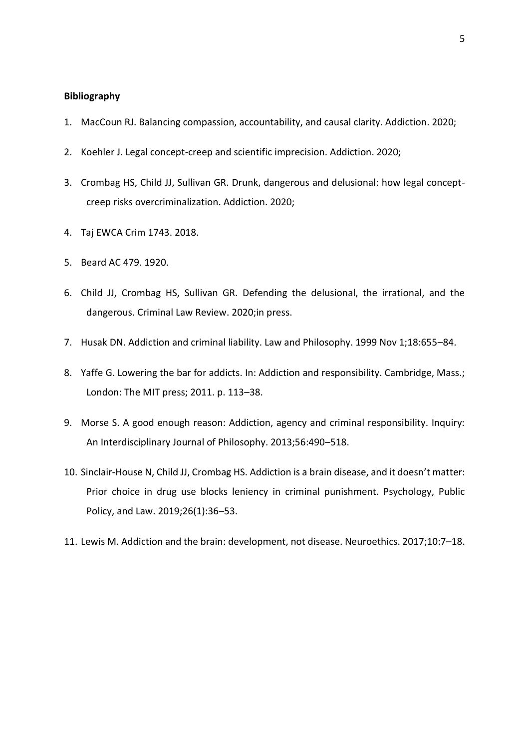**Bibliography**

1. MacCoun RJ. Balancing compassion, accountability, and causal clarity. Addiction. 2020;
2. Koehler J. Legal concept-creep and scientific imprecision. Addiction. 2020;
3. Crombag HS, Child JJ, Sullivan GR. Drunk, dangerous and delusional: how legal concept-creep risks overcriminalization. Addiction. 2020;
4. Taj EWCA Crim 1743. 2018.
5. Beard AC 479. 1920.
6. Child JJ, Crombag HS, Sullivan GR. Defending the delusional, the irrational, and the dangerous. Criminal Law Review. 2020;in press.
7. Husak DN. Addiction and criminal liability. Law and Philosophy. 1999 Nov 1;18:655–84.
8. Yaffe G. Lowering the bar for addicts. In: Addiction and responsibility. Cambridge, Mass.; London: The MIT press; 2011. p. 113–38.
9. Morse S. A good enough reason: Addiction, agency and criminal responsibility. Inquiry: An Interdisciplinary Journal of Philosophy. 2013;56:490–518.
10. Sinclair-House N, Child JJ, Crombag HS. Addiction is a brain disease, and it doesn't matter: Prior choice in drug use blocks leniency in criminal punishment. Psychology, Public Policy, and Law. 2019;26(1):36–53.
11. Lewis M. Addiction and the brain: development, not disease. Neuroethics. 2017;10:7–18.